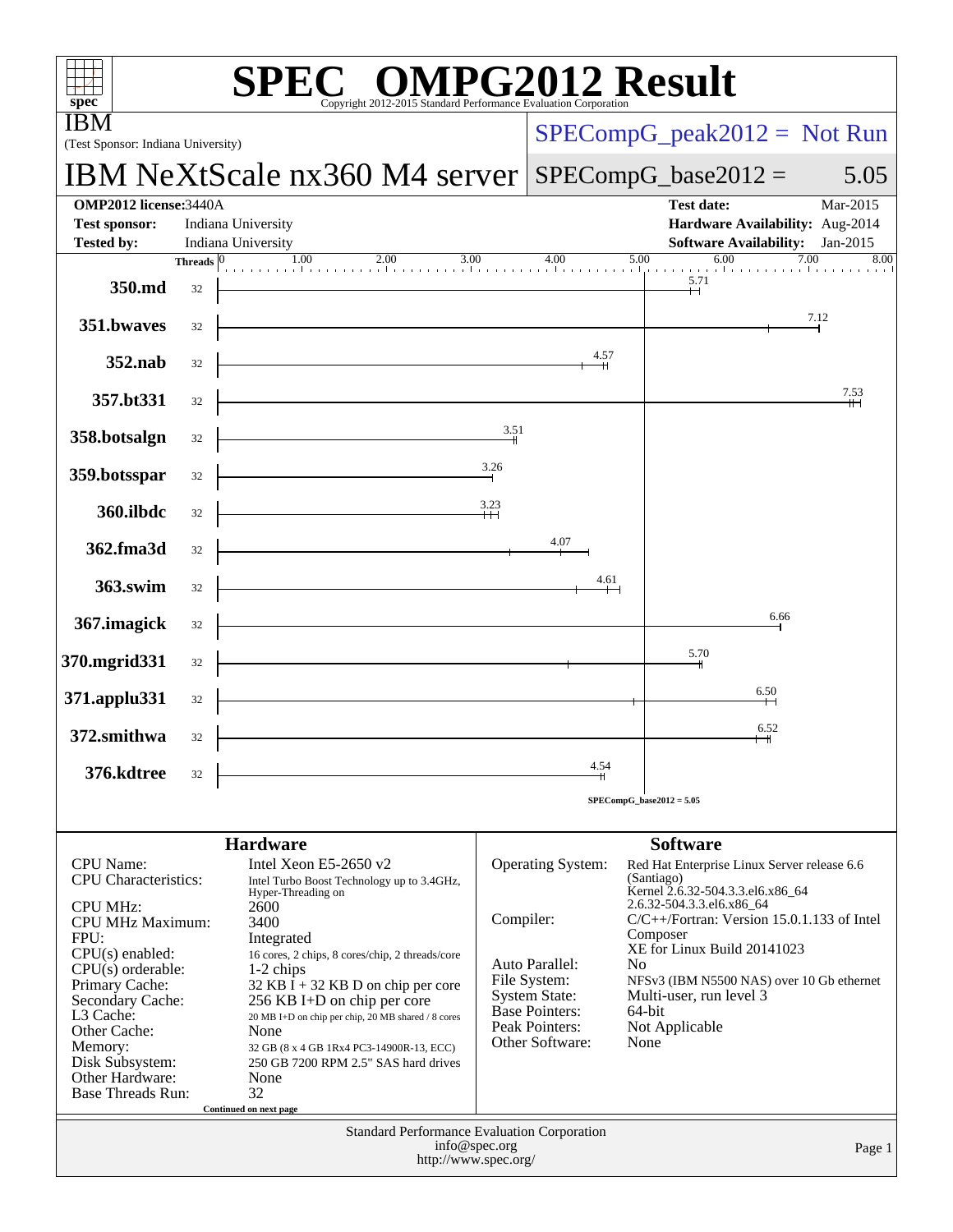# SPEC OMPG2012 Result

Copyright 2012-2015 Standard Performance Evaluation Corporation

**IBM**

(Test Sponsor: Indiana University)

## IBM NeXtScale nx360 M4 server

SPECompG_peak2012 = Not Run

SPECompG_base2012 = 5.05

| | | | |
|---|---|---|---|
| **OMP2012 license:** 3440A | | **Test date:** | Mar-2015 |
| **Test sponsor:** | Indiana University | **Hardware Availability:** | Aug-2014 |
| **Tested by:** | Indiana University | **Software Availability:** | Jan-2015 |

| Benchmark | Threads | Base Ratio |
|---|---|---|
| 350.md | 32 | 5.71 |
| 351.bwaves | 32 | 7.12 |
| 352.nab | 32 | 4.57 |
| 357.bt331 | 32 | 7.53 |
| 358.botsalgn | 32 | 3.51 |
| 359.botsspar | 32 | 3.26 |
| 360.ilbdc | 32 | 3.23 |
| 362.fma3d | 32 | 4.07 |
| 363.swim | 32 | 4.61 |
| 367.imagick | 32 | 6.66 |
| 370.mgrid331 | 32 | 5.70 |
| 371.applu331 | 32 | 6.50 |
| 372.smithwa | 32 | 6.52 |
| 376.kdtree | 32 | 4.54 |

SPECompG_base2012 = 5.05

### Hardware

| | |
|---|---|
| CPU Name: | Intel Xeon E5-2650 v2 |
| CPU Characteristics: | Intel Turbo Boost Technology up to 3.4GHz, Hyper-Threading on |
| CPU MHz: | 2600 |
| CPU MHz Maximum: | 3400 |
| FPU: | Integrated |
| CPU(s) enabled: | 16 cores, 2 chips, 8 cores/chip, 2 threads/core |
| CPU(s) orderable: | 1-2 chips |
| Primary Cache: | 32 KB I + 32 KB D on chip per core |
| Secondary Cache: | 256 KB I+D on chip per core |
| L3 Cache: | 20 MB I+D on chip per chip, 20 MB shared / 8 cores |
| Other Cache: | None |
| Memory: | 32 GB (8 x 4 GB 1Rx4 PC3-14900R-13, ECC) |
| Disk Subsystem: | 250 GB 7200 RPM 2.5" SAS hard drives |
| Other Hardware: | None |
| Base Threads Run: | 32 |

Continued on next page

### Software

| | |
|---|---|
| Operating System: | Red Hat Enterprise Linux Server release 6.6 (Santiago) Kernel 2.6.32-504.3.3.el6.x86_64 2.6.32-504.3.3.el6.x86_64 |
| Compiler: | C/C++/Fortran: Version 15.0.1.133 of Intel Composer XE for Linux Build 20141023 |
| Auto Parallel: | No |
| File System: | NFSv3 (IBM N5500 NAS) over 10 Gb ethernet |
| System State: | Multi-user, run level 3 |
| Base Pointers: | 64-bit |
| Peak Pointers: | Not Applicable |
| Other Software: | None |

Standard Performance Evaluation Corporation
info@spec.org
http://www.spec.org/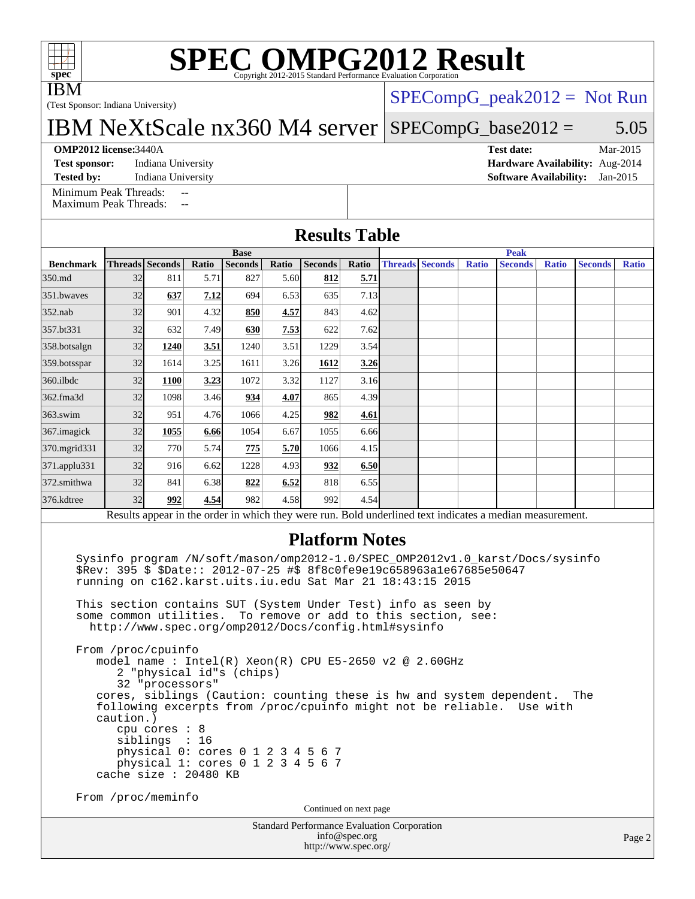# SPEC OMPG2012 Result

Copyright 2012-2015 Standard Performance Evaluation Corporation

**IBM**

(Test Sponsor: Indiana University)

## IBM NeXtScale nx360 M4 server

SPECompG_peak2012 = Not Run

SPECompG_base2012 = 5.05

**OMP2012 license:** 3440A
**Test sponsor:** Indiana University
**Tested by:** Indiana University

**Test date:** Mar-2015
**Hardware Availability:** Aug-2014
**Software Availability:** Jan-2015

Minimum Peak Threads: --
Maximum Peak Threads: --

## Results Table

| | Base | | | | | | | Peak | | | | | | |
|---|---|---|---|---|---|---|---|---|---|---|---|---|---|---|
| **Benchmark** | **Threads** | **Seconds** | **Ratio** | **Seconds** | **Ratio** | **Seconds** | **Ratio** | **Threads** | **Seconds** | **Ratio** | **Seconds** | **Ratio** | **Seconds** | **Ratio** |
| 350.md | 32 | 811 | 5.71 | 827 | 5.60 | **812** | **5.71** | | | | | | | |
| 351.bwaves | 32 | **637** | **7.12** | 694 | 6.53 | 635 | 7.13 | | | | | | | |
| 352.nab | 32 | 901 | 4.32 | **850** | **4.57** | 843 | 4.62 | | | | | | | |
| 357.bt331 | 32 | 632 | 7.49 | **630** | **7.53** | 622 | 7.62 | | | | | | | |
| 358.botsalgn | 32 | **1240** | **3.51** | 1240 | 3.51 | 1229 | 3.54 | | | | | | | |
| 359.botsspar | 32 | 1614 | 3.25 | 1611 | 3.26 | **1612** | **3.26** | | | | | | | |
| 360.ilbdc | 32 | **1100** | **3.23** | 1072 | 3.32 | 1127 | 3.16 | | | | | | | |
| 362.fma3d | 32 | 1098 | 3.46 | **934** | **4.07** | 865 | 4.39 | | | | | | | |
| 363.swim | 32 | 951 | 4.76 | 1066 | 4.25 | **982** | **4.61** | | | | | | | |
| 367.imagick | 32 | **1055** | **6.66** | 1054 | 6.67 | 1055 | 6.66 | | | | | | | |
| 370.mgrid331 | 32 | 770 | 5.74 | **775** | **5.70** | 1066 | 4.15 | | | | | | | |
| 371.applu331 | 32 | 916 | 6.62 | 1228 | 4.93 | **932** | **6.50** | | | | | | | |
| 372.smithwa | 32 | 841 | 6.38 | **822** | **6.52** | 818 | 6.55 | | | | | | | |
| 376.kdtree | 32 | **992** | **4.54** | 982 | 4.58 | 992 | 4.54 | | | | | | | |

Results appear in the order in which they were run. Bold underlined text indicates a median measurement.

## Platform Notes

```
Sysinfo program /N/soft/mason/omp2012-1.0/SPEC_OMP2012v1.0_karst/Docs/sysinfo
$Rev: 395 $ $Date:: 2012-07-25 #$ 8f8c0fe9e19c658963a1e67685e50647
running on c162.karst.uits.iu.edu Sat Mar 21 18:43:15 2015

This section contains SUT (System Under Test) info as seen by
some common utilities.  To remove or add to this section, see:
  http://www.spec.org/omp2012/Docs/config.html#sysinfo

From /proc/cpuinfo
   model name : Intel(R) Xeon(R) CPU E5-2650 v2 @ 2.60GHz
      2 "physical id"s (chips)
      32 "processors"
   cores, siblings (Caution: counting these is hw and system dependent.  The
   following excerpts from /proc/cpuinfo might not be reliable.  Use with
   caution.)
      cpu cores : 8
      siblings  : 16
      physical 0: cores 0 1 2 3 4 5 6 7
      physical 1: cores 0 1 2 3 4 5 6 7
   cache size : 20480 KB

From /proc/meminfo
```

Continued on next page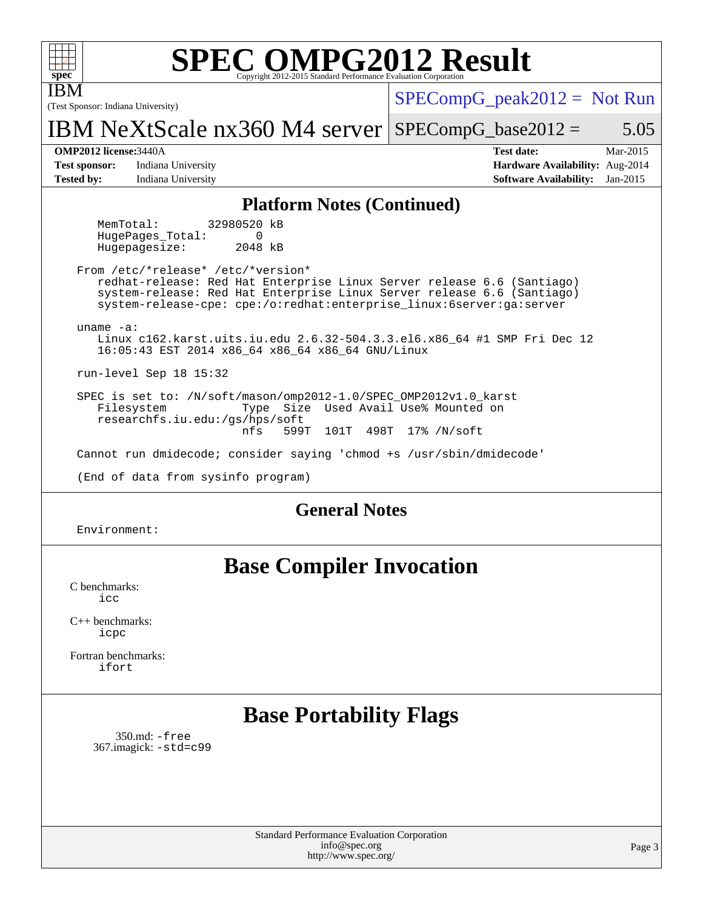# SPEC OMPG2012 Result

Copyright 2012-2015 Standard Performance Evaluation Corporation

IBM

(Test Sponsor: Indiana University)

IBM NeXtScale nx360 M4 server

SPECompG_peak2012 = Not Run

SPECompG_base2012 = 5.05

| | | | |
|---|---|---|---|
| **OMP2012 license:** 3440A | | **Test date:** | Mar-2015 |
| **Test sponsor:** | Indiana University | **Hardware Availability:** | Aug-2014 |
| **Tested by:** | Indiana University | **Software Availability:** | Jan-2015 |

## Platform Notes (Continued)

```
    MemTotal:        32980520 kB
    HugePages_Total:        0
    Hugepagesize:        2048 kB

 From /etc/*release* /etc/*version*
    redhat-release: Red Hat Enterprise Linux Server release 6.6 (Santiago)
    system-release: Red Hat Enterprise Linux Server release 6.6 (Santiago)
    system-release-cpe: cpe:/o:redhat:enterprise_linux:6server:ga:server

 uname -a:
    Linux c162.karst.uits.iu.edu 2.6.32-504.3.3.el6.x86_64 #1 SMP Fri Dec 12
    16:05:43 EST 2014 x86_64 x86_64 x86_64 GNU/Linux

 run-level Sep 18 15:32

 SPEC is set to: /N/soft/mason/omp2012-1.0/SPEC_OMP2012v1.0_karst
    Filesystem           Type  Size  Used Avail Use% Mounted on
    researchfs.iu.edu:/gs/hps/soft
                         nfs   599T  101T  498T  17% /N/soft

 Cannot run dmidecode; consider saying 'chmod +s /usr/sbin/dmidecode'

 (End of data from sysinfo program)
```

## General Notes

```
 Environment:
```

## Base Compiler Invocation

C benchmarks:
  icc

C++ benchmarks:
  icpc

Fortran benchmarks:
  ifort

## Base Portability Flags

350.md: -free
367.imagick: -std=c99

Standard Performance Evaluation Corporation
info@spec.org
http://www.spec.org/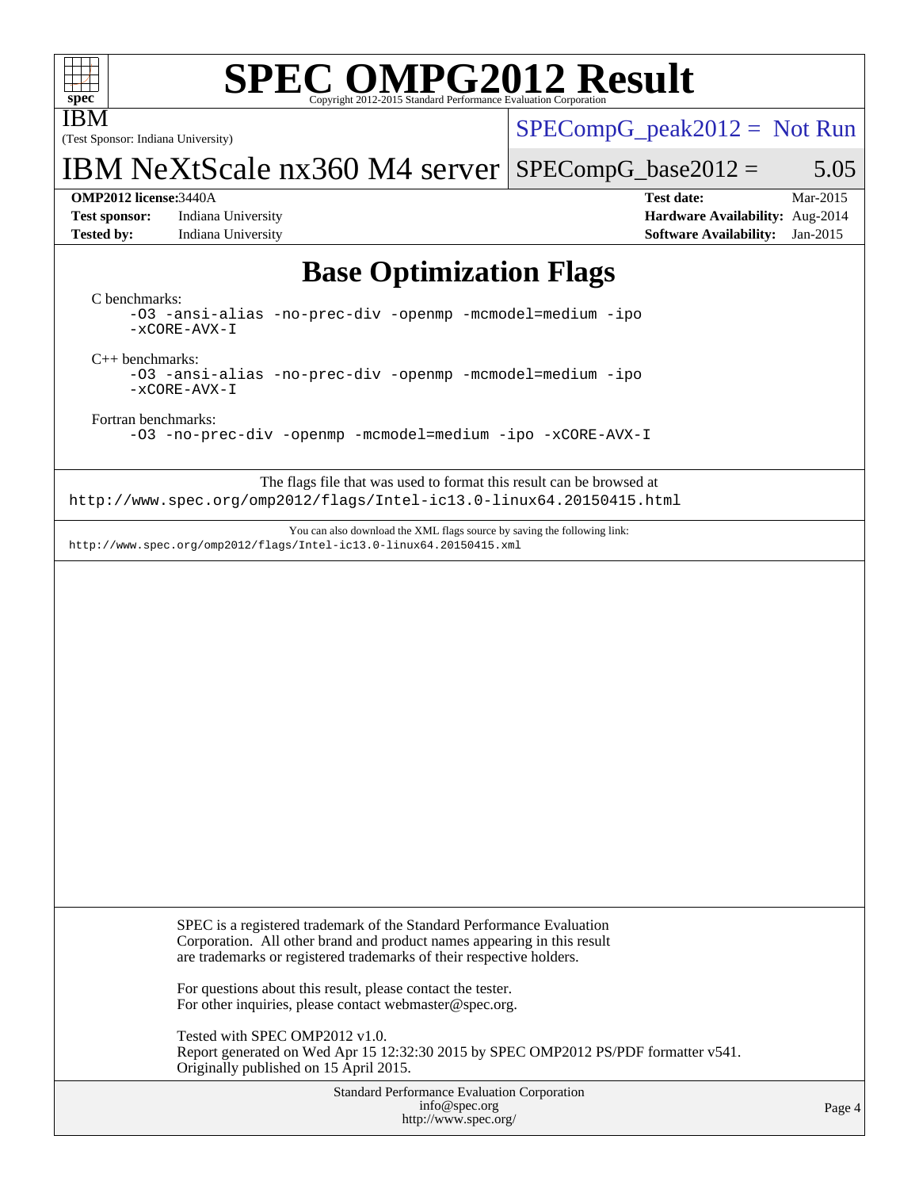IBM

(Test Sponsor: Indiana University)

# IBM NeXtScale nx360 M4 server

SPECompG_peak2012 = Not Run

SPECompG_base2012 = 5.05

**OMP2012 license:** 3440A
**Test sponsor:** Indiana University
**Tested by:** Indiana University

**Test date:** Mar-2015
**Hardware Availability:** Aug-2014
**Software Availability:** Jan-2015

## Base Optimization Flags

C benchmarks:

```
-O3 -ansi-alias -no-prec-div -openmp -mcmodel=medium -ipo
-xCORE-AVX-I
```

C++ benchmarks:

```
-O3 -ansi-alias -no-prec-div -openmp -mcmodel=medium -ipo
-xCORE-AVX-I
```

Fortran benchmarks:

```
-O3 -no-prec-div -openmp -mcmodel=medium -ipo -xCORE-AVX-I
```

The flags file that was used to format this result can be browsed at
http://www.spec.org/omp2012/flags/Intel-ic13.0-linux64.20150415.html

You can also download the XML flags source by saving the following link:
http://www.spec.org/omp2012/flags/Intel-ic13.0-linux64.20150415.xml

SPEC is a registered trademark of the Standard Performance Evaluation Corporation. All other brand and product names appearing in this result are trademarks or registered trademarks of their respective holders.

For questions about this result, please contact the tester.
For other inquiries, please contact webmaster@spec.org.

Tested with SPEC OMP2012 v1.0.
Report generated on Wed Apr 15 12:32:30 2015 by SPEC OMP2012 PS/PDF formatter v541.
Originally published on 15 April 2015.